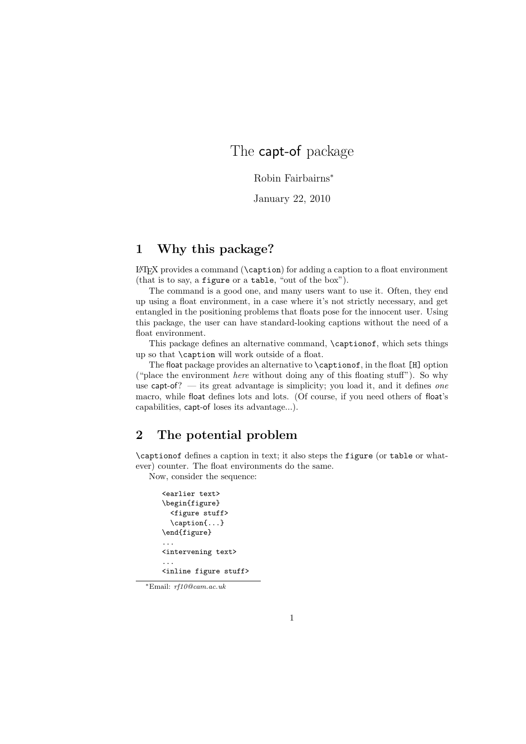# The capt-of package

Robin Fairbairns[*]

January 22, 2010

## 1 Why this package?

LaTeX provides a command (`\caption`) for adding a caption to a float environment (that is to say, a `figure` or a `table`, "out of the box").

The command is a good one, and many users want to use it. Often, they end up using a float environment, in a case where it's not strictly necessary, and get entangled in the positioning problems that floats pose for the innocent user. Using this package, the user can have standard-looking captions without the need of a float environment.

This package defines an alternative command, `\captionof`, which sets things up so that `\caption` will work outside of a float.

The float package provides an alternative to `\captionof`, in the float `[H]` option ("place the environment *here* without doing any of this floating stuff"). So why use capt-of? — its great advantage is simplicity; you load it, and it defines *one* macro, while float defines lots and lots. (Of course, if you need others of float's capabilities, capt-of loses its advantage...).

## 2 The potential problem

`\captionof` defines a caption in text; it also steps the `figure` (or `table` or whatever) counter. The float environments do the same.

Now, consider the sequence:

```
<earlier text>
\begin{figure}
  <figure stuff>
  \caption{...}
\end{figure}
...
<intervening text>
...
<inline figure stuff>
```

[*] Email: *rf10@cam.ac.uk*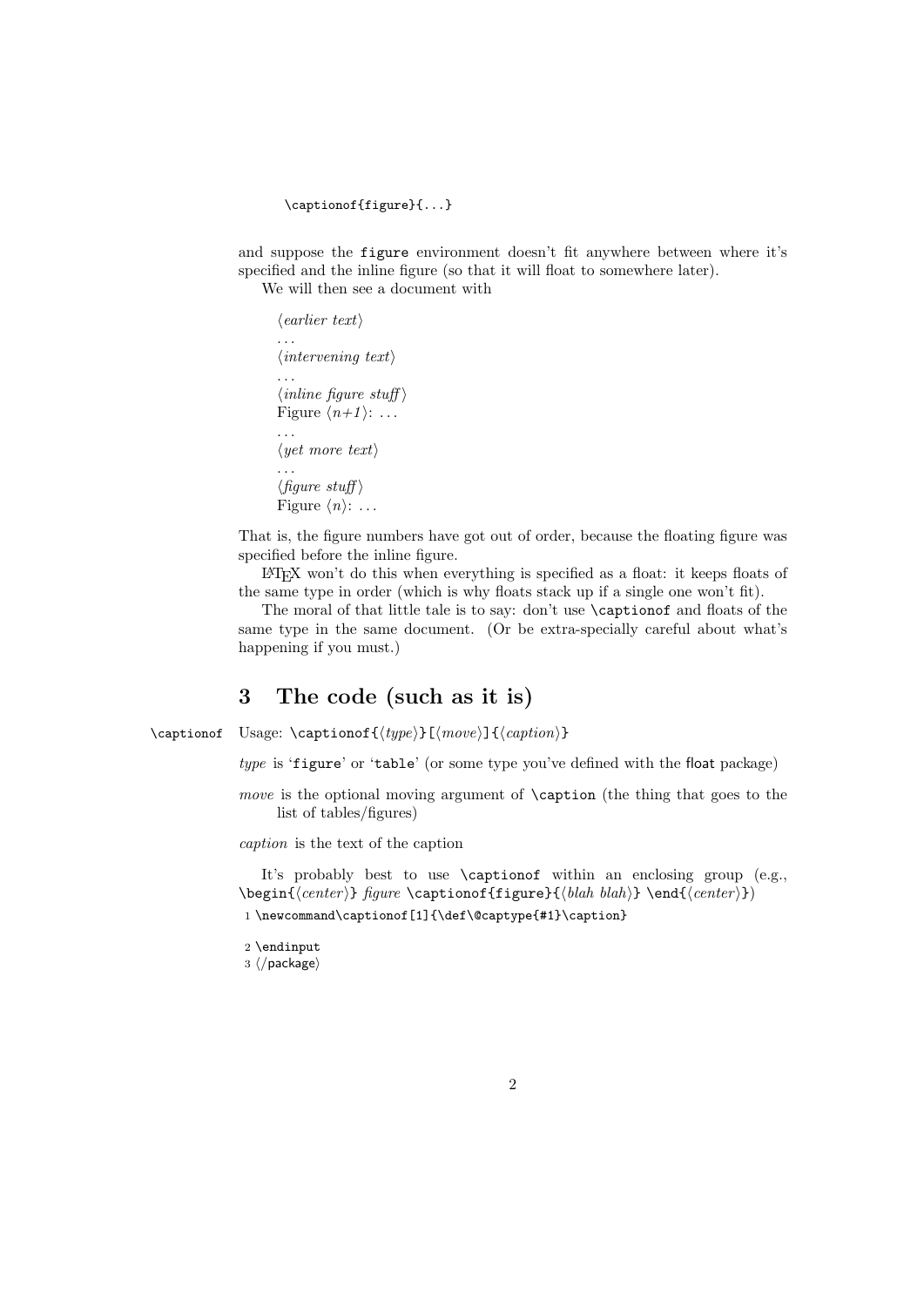```
\captionof{figure}{...}
```

and suppose the `figure` environment doesn't fit anywhere between where it's specified and the inline figure (so that it will float to somewhere later).

We will then see a document with

> ⟨*earlier text*⟩
> ...
> ⟨*intervening text*⟩
> ...
> ⟨*inline figure stuff*⟩
> Figure ⟨*n+1*⟩: ...
> ...
> ⟨*yet more text*⟩
> ...
> ⟨*figure stuff*⟩
> Figure ⟨*n*⟩: ...

That is, the figure numbers have got out of order, because the floating figure was specified before the inline figure.

LaTeX won't do this when everything is specified as a float: it keeps floats of the same type in order (which is why floats stack up if a single one won't fit).

The moral of that little tale is to say: don't use `\captionof` and floats of the same type in the same document. (Or be extra-specially careful about what's happening if you must.)

# 3 The code (such as it is)

`\captionof` Usage: `\captionof{`⟨*type*⟩`}[`⟨*move*⟩`]{`⟨*caption*⟩`}`

*type* is '`figure`' or '`table`' (or some type you've defined with the float package)

*move* is the optional moving argument of `\caption` (the thing that goes to the list of tables/figures)

*caption* is the text of the caption

It's probably best to use `\captionof` within an enclosing group (e.g., `\begin{`⟨*center*⟩`}` *figure* `\captionof{figure}{`⟨*blah blah*⟩`}` `\end{`⟨*center*⟩`}`)

```
1 \newcommand\captionof[1]{\def\@captype{#1}\caption}

2 \endinput
3 </package>
```